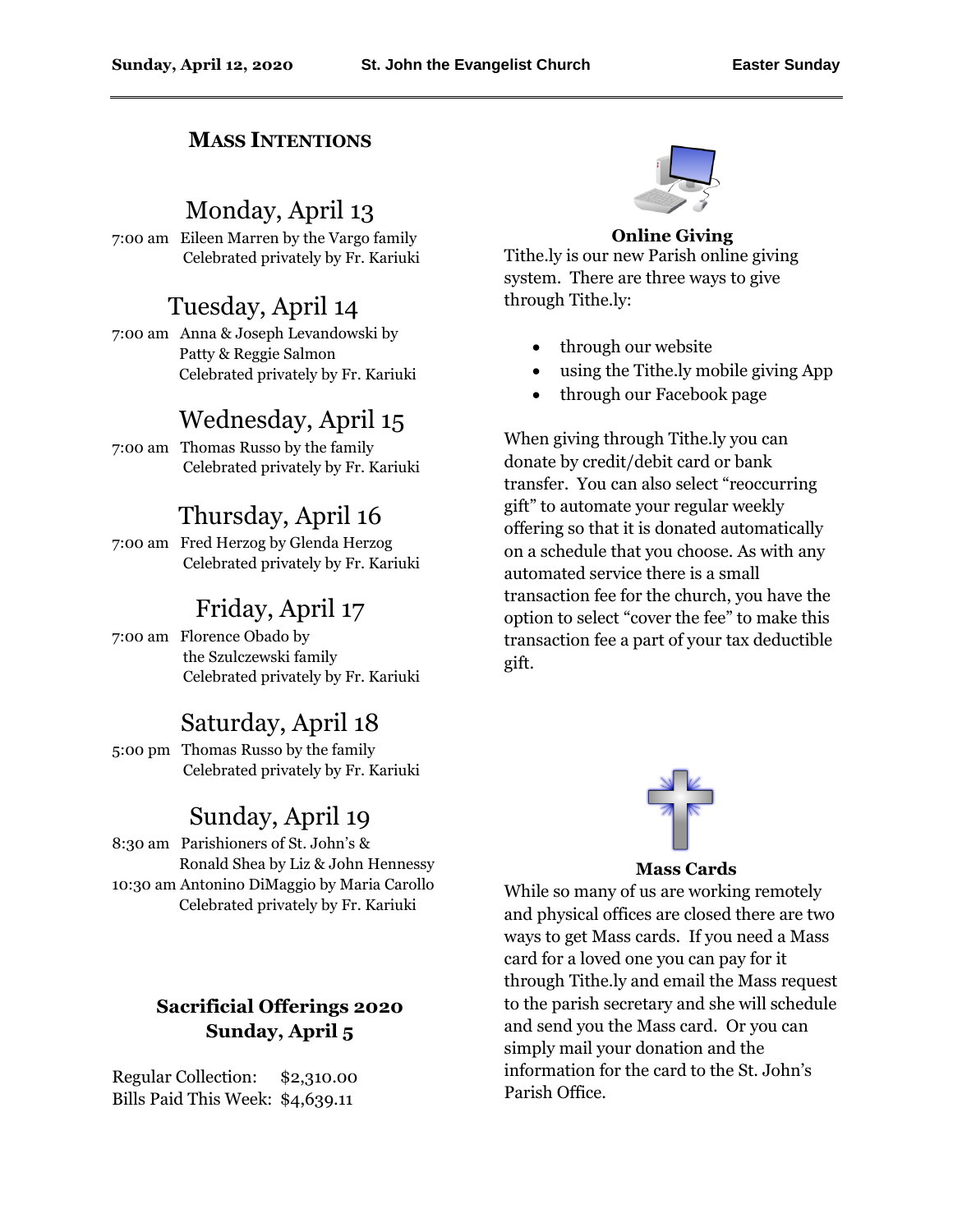## MASS INTENTIONS

### Monday, April 13

7:00 am Eileen Marren by the Vargo family
Celebrated privately by Fr. Kariuki

### Tuesday, April 14

7:00 am Anna & Joseph Levandowski by Patty & Reggie Salmon
Celebrated privately by Fr. Kariuki

### Wednesday, April 15

7:00 am Thomas Russo by the family
Celebrated privately by Fr. Kariuki

### Thursday, April 16

7:00 am Fred Herzog by Glenda Herzog
Celebrated privately by Fr. Kariuki

### Friday, April 17

7:00 am Florence Obado by the Szulczewski family
Celebrated privately by Fr. Kariuki

### Saturday, April 18

5:00 pm Thomas Russo by the family
Celebrated privately by Fr. Kariuki

### Sunday, April 19

8:30 am Parishioners of St. John's & Ronald Shea by Liz & John Hennessy
10:30 am Antonino DiMaggio by Maria Carollo
Celebrated privately by Fr. Kariuki

**Sacrificial Offerings 2020**
**Sunday, April 5**

Regular Collection: $2,310.00
Bills Paid This Week: $4,639.11

**Online Giving**

Tithe.ly is our new Parish online giving system. There are three ways to give through Tithe.ly:

- through our website
- using the Tithe.ly mobile giving App
- through our Facebook page

When giving through Tithe.ly you can donate by credit/debit card or bank transfer. You can also select "reoccurring gift" to automate your regular weekly offering so that it is donated automatically on a schedule that you choose. As with any automated service there is a small transaction fee for the church, you have the option to select "cover the fee" to make this transaction fee a part of your tax deductible gift.

**Mass Cards**

While so many of us are working remotely and physical offices are closed there are two ways to get Mass cards. If you need a Mass card for a loved one you can pay for it through Tithe.ly and email the Mass request to the parish secretary and she will schedule and send you the Mass card. Or you can simply mail your donation and the information for the card to the St. John's Parish Office.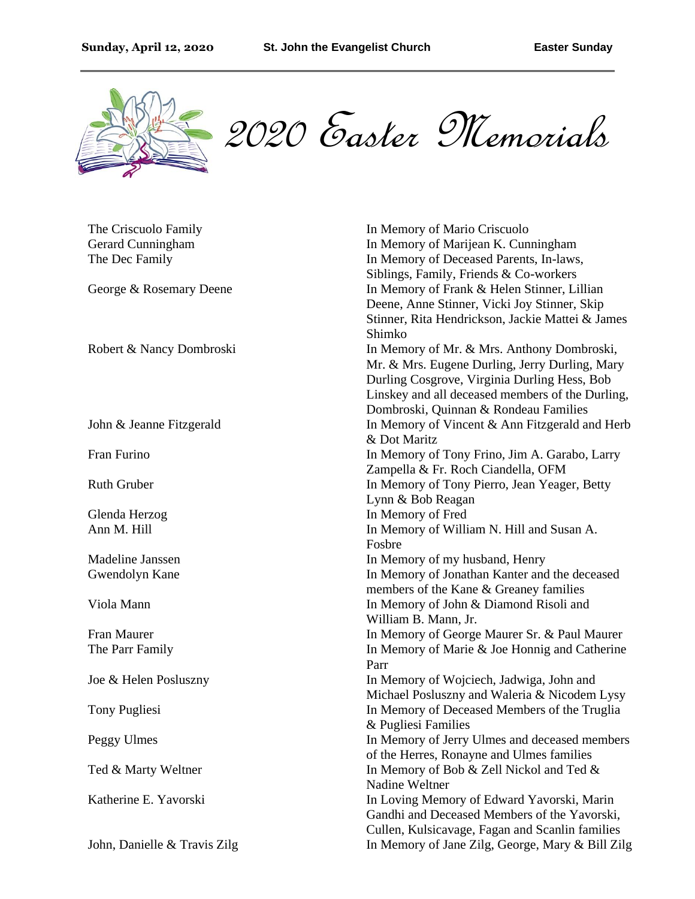# 2020 Easter Memorials

| | |
|---|---|
| The Criscuolo Family | In Memory of Mario Criscuolo |
| Gerard Cunningham | In Memory of Marijean K. Cunningham |
| The Dec Family | In Memory of Deceased Parents, In-laws, Siblings, Family, Friends & Co-workers |
| George & Rosemary Deene | In Memory of Frank & Helen Stinner, Lillian Deene, Anne Stinner, Vicki Joy Stinner, Skip Stinner, Rita Hendrickson, Jackie Mattei & James Shimko |
| Robert & Nancy Dombroski | In Memory of Mr. & Mrs. Anthony Dombroski, Mr. & Mrs. Eugene Durling, Jerry Durling, Mary Durling Cosgrove, Virginia Durling Hess, Bob Linskey and all deceased members of the Durling, Dombroski, Quinnan & Rondeau Families |
| John & Jeanne Fitzgerald | In Memory of Vincent & Ann Fitzgerald and Herb & Dot Maritz |
| Fran Furino | In Memory of Tony Frino, Jim A. Garabo, Larry Zampella & Fr. Roch Ciandella, OFM |
| Ruth Gruber | In Memory of Tony Pierro, Jean Yeager, Betty Lynn & Bob Reagan |
| Glenda Herzog | In Memory of Fred |
| Ann M. Hill | In Memory of William N. Hill and Susan A. Fosbre |
| Madeline Janssen | In Memory of my husband, Henry |
| Gwendolyn Kane | In Memory of Jonathan Kanter and the deceased members of the Kane & Greaney families |
| Viola Mann | In Memory of John & Diamond Risoli and William B. Mann, Jr. |
| Fran Maurer | In Memory of George Maurer Sr. & Paul Maurer |
| The Parr Family | In Memory of Marie & Joe Honnig and Catherine Parr |
| Joe & Helen Posluszny | In Memory of Wojciech, Jadwiga, John and Michael Posluszny and Waleria & Nicodem Lysy |
| Tony Pugliesi | In Memory of Deceased Members of the Truglia & Pugliesi Families |
| Peggy Ulmes | In Memory of Jerry Ulmes and deceased members of the Herres, Ronayne and Ulmes families |
| Ted & Marty Weltner | In Memory of Bob & Zell Nickol and Ted & Nadine Weltner |
| Katherine E. Yavorski | In Loving Memory of Edward Yavorski, Marin Gandhi and Deceased Members of the Yavorski, Cullen, Kulsicavage, Fagan and Scanlin families |
| John, Danielle & Travis Zilg | In Memory of Jane Zilg, George, Mary & Bill Zilg |